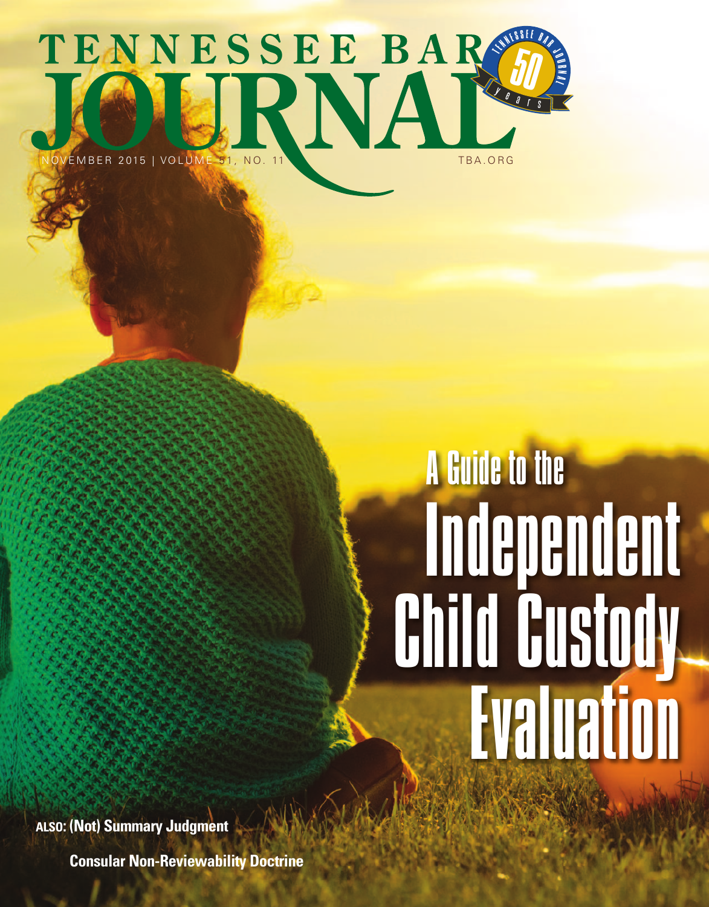# TENNESSEE BAR JOURNAL

NOVEMBER 2015 | VOLUME 51, NO. 11

TBA.ORG

TENNESSEE BAR JOURNAL 50 years

# A Guide to the Independent Child Custody Evaluation

**ALSO: (Not) Summary Judgment**

**Consular Non-Reviewability Doctrine**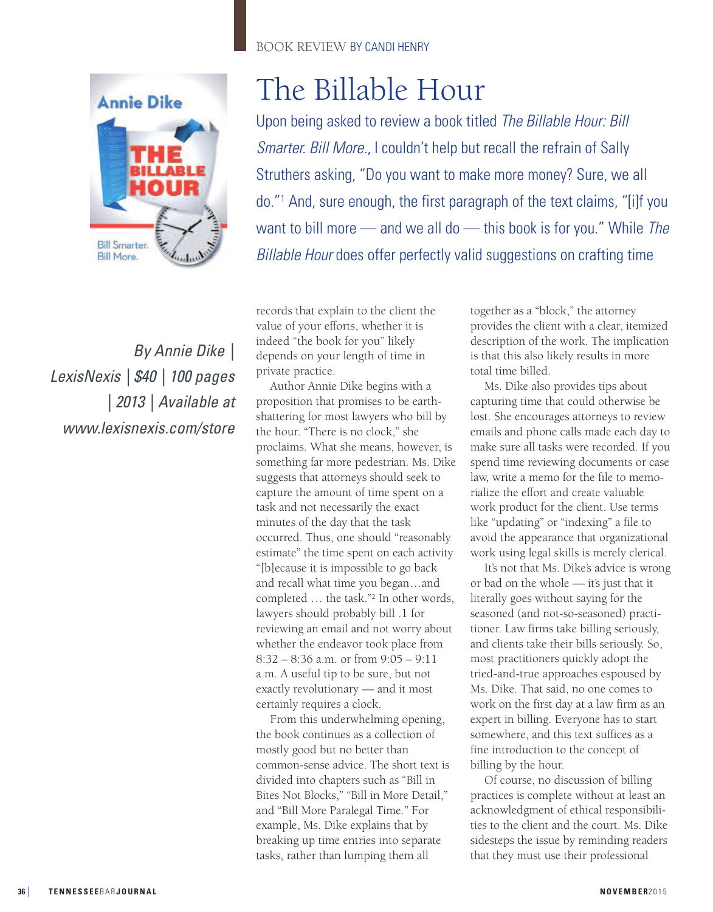BOOK REVIEW BY CANDI HENRY

# The Billable Hour

Upon being asked to review a book titled *The Billable Hour: Bill Smarter. Bill More.*, I couldn't help but recall the refrain of Sally Struthers asking, "Do you want to make more money? Sure, we all do."[1] And, sure enough, the first paragraph of the text claims, "[i]f you want to bill more — and we all do — this book is for you." While *The Billable Hour* does offer perfectly valid suggestions on crafting time records that explain to the client the value of your efforts, whether it is indeed "the book for you" likely depends on your length of time in private practice.

*By Annie Dike | LexisNexis | $40 | 100 pages | 2013 | Available at www.lexisnexis.com/store*

Author Annie Dike begins with a proposition that promises to be earth-shattering for most lawyers who bill by the hour. "There is no clock," she proclaims. What she means, however, is something far more pedestrian. Ms. Dike suggests that attorneys should seek to capture the amount of time spent on a task and not necessarily the exact minutes of the day that the task occurred. Thus, one should "reasonably estimate" the time spent on each activity "[b]ecause it is impossible to go back and recall what time you began…and completed … the task."[2] In other words, lawyers should probably bill .1 for reviewing an email and not worry about whether the endeavor took place from 8:32 – 8:36 a.m. or from 9:05 – 9:11 a.m. A useful tip to be sure, but not exactly revolutionary — and it most certainly requires a clock.

From this underwhelming opening, the book continues as a collection of mostly good but no better than common-sense advice. The short text is divided into chapters such as "Bill in Bites Not Blocks," "Bill in More Detail," and "Bill More Paralegal Time." For example, Ms. Dike explains that by breaking up time entries into separate tasks, rather than lumping them all together as a "block," the attorney provides the client with a clear, itemized description of the work. The implication is that this also likely results in more total time billed.

Ms. Dike also provides tips about capturing time that could otherwise be lost. She encourages attorneys to review emails and phone calls made each day to make sure all tasks were recorded. If you spend time reviewing documents or case law, write a memo for the file to memorialize the effort and create valuable work product for the client. Use terms like "updating" or "indexing" a file to avoid the appearance that organizational work using legal skills is merely clerical.

It's not that Ms. Dike's advice is wrong or bad on the whole — it's just that it literally goes without saying for the seasoned (and not-so-seasoned) practitioner. Law firms take billing seriously, and clients take their bills seriously. So, most practitioners quickly adopt the tried-and-true approaches espoused by Ms. Dike. That said, no one comes to work on the first day at a law firm as an expert in billing. Everyone has to start somewhere, and this text suffices as a fine introduction to the concept of billing by the hour.

Of course, no discussion of billing practices is complete without at least an acknowledgment of ethical responsibilities to the client and the court. Ms. Dike sidesteps the issue by reminding readers that they must use their professional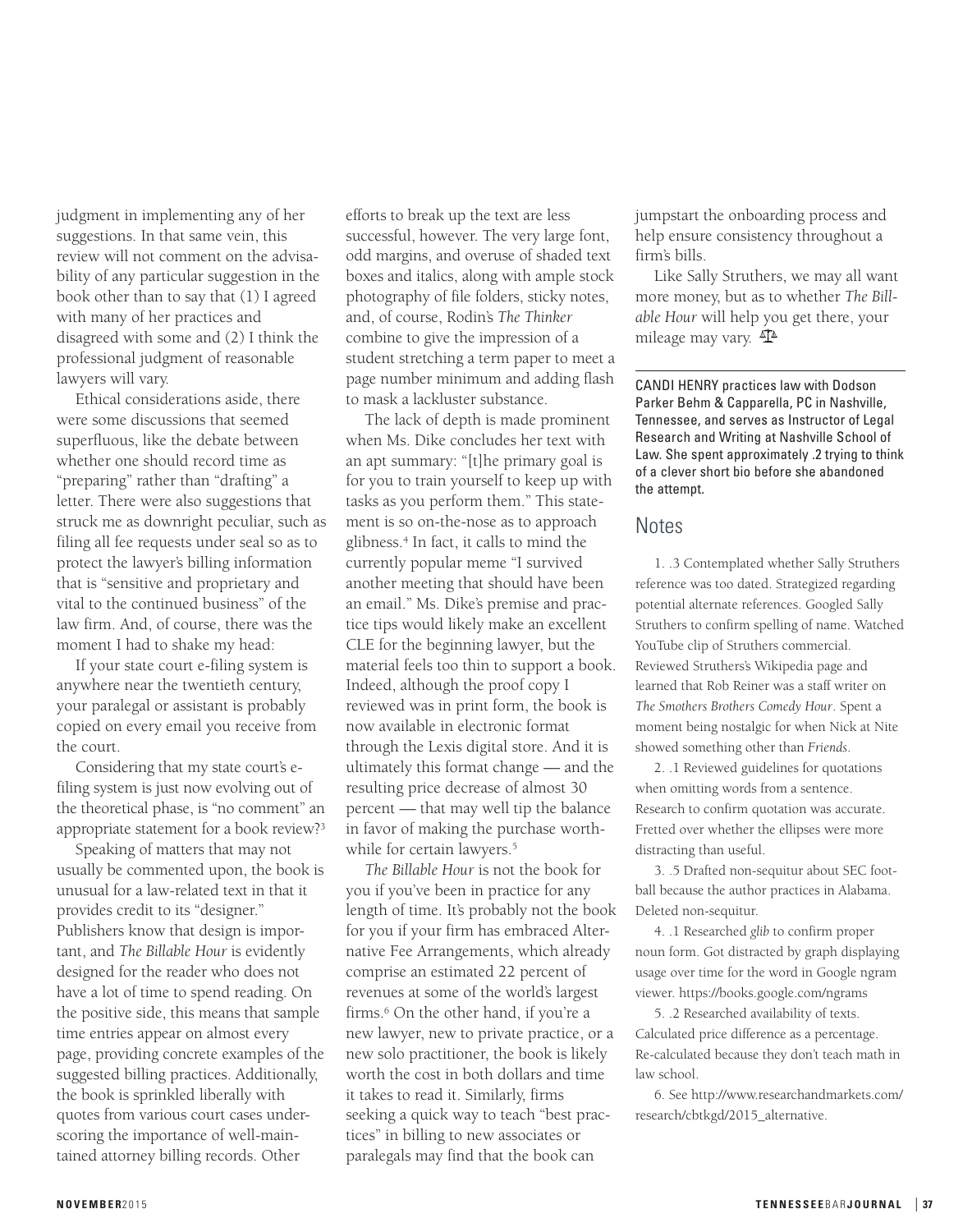judgment in implementing any of her suggestions. In that same vein, this review will not comment on the advisability of any particular suggestion in the book other than to say that (1) I agreed with many of her practices and disagreed with some and (2) I think the professional judgment of reasonable lawyers will vary.

Ethical considerations aside, there were some discussions that seemed superfluous, like the debate between whether one should record time as "preparing" rather than "drafting" a letter. There were also suggestions that struck me as downright peculiar, such as filing all fee requests under seal so as to protect the lawyer's billing information that is "sensitive and proprietary and vital to the continued business" of the law firm. And, of course, there was the moment I had to shake my head:

If your state court e-filing system is anywhere near the twentieth century, your paralegal or assistant is probably copied on every email you receive from the court.

Considering that my state court's e-filing system is just now evolving out of the theoretical phase, is "no comment" an appropriate statement for a book review?[3]

Speaking of matters that may not usually be commented upon, the book is unusual for a law-related text in that it provides credit to its "designer." Publishers know that design is important, and *The Billable Hour* is evidently designed for the reader who does not have a lot of time to spend reading. On the positive side, this means that sample time entries appear on almost every page, providing concrete examples of the suggested billing practices. Additionally, the book is sprinkled liberally with quotes from various court cases underscoring the importance of well-maintained attorney billing records. Other efforts to break up the text are less successful, however. The very large font, odd margins, and overuse of shaded text boxes and italics, along with ample stock photography of file folders, sticky notes, and, of course, Rodin's *The Thinker* combine to give the impression of a student stretching a term paper to meet a page number minimum and adding flash to mask a lackluster substance.

The lack of depth is made prominent when Ms. Dike concludes her text with an apt summary: "[t]he primary goal is for you to train yourself to keep up with tasks as you perform them." This statement is so on-the-nose as to approach glibness.[4] In fact, it calls to mind the currently popular meme "I survived another meeting that should have been an email." Ms. Dike's premise and practice tips would likely make an excellent CLE for the beginning lawyer, but the material feels too thin to support a book. Indeed, although the proof copy I reviewed was in print form, the book is now available in electronic format through the Lexis digital store. And it is ultimately this format change — and the resulting price decrease of almost 30 percent — that may well tip the balance in favor of making the purchase worthwhile for certain lawyers.[5]

*The Billable Hour* is not the book for you if you've been in practice for any length of time. It's probably not the book for you if your firm has embraced Alternative Fee Arrangements, which already comprise an estimated 22 percent of revenues at some of the world's largest firms.[6] On the other hand, if you're a new lawyer, new to private practice, or a new solo practitioner, the book is likely worth the cost in both dollars and time it takes to read it. Similarly, firms seeking a quick way to teach "best practices" in billing to new associates or paralegals may find that the book can jumpstart the onboarding process and help ensure consistency throughout a firm's bills.

Like Sally Struthers, we may all want more money, but as to whether *The Billable Hour* will help you get there, your mileage may vary.

CANDI HENRY practices law with Dodson Parker Behm & Capparella, PC in Nashville, Tennessee, and serves as Instructor of Legal Research and Writing at Nashville School of Law. She spent approximately .2 trying to think of a clever short bio before she abandoned the attempt.

## Notes

1. .3 Contemplated whether Sally Struthers reference was too dated. Strategized regarding potential alternate references. Googled Sally Struthers to confirm spelling of name. Watched YouTube clip of Struthers commercial. Reviewed Struthers's Wikipedia page and learned that Rob Reiner was a staff writer on *The Smothers Brothers Comedy Hour*. Spent a moment being nostalgic for when Nick at Nite showed something other than *Friends*.

2. .1 Reviewed guidelines for quotations when omitting words from a sentence. Research to confirm quotation was accurate. Fretted over whether the ellipses were more distracting than useful.

3. .5 Drafted non-sequitur about SEC football because the author practices in Alabama. Deleted non-sequitur.

4. .1 Researched *glib* to confirm proper noun form. Got distracted by graph displaying usage over time for the word in Google ngram viewer. https://books.google.com/ngrams

5. .2 Researched availability of texts. Calculated price difference as a percentage. Re-calculated because they don't teach math in law school.

6. See http://www.researchandmarkets.com/research/cbtkgd/2015_alternative.